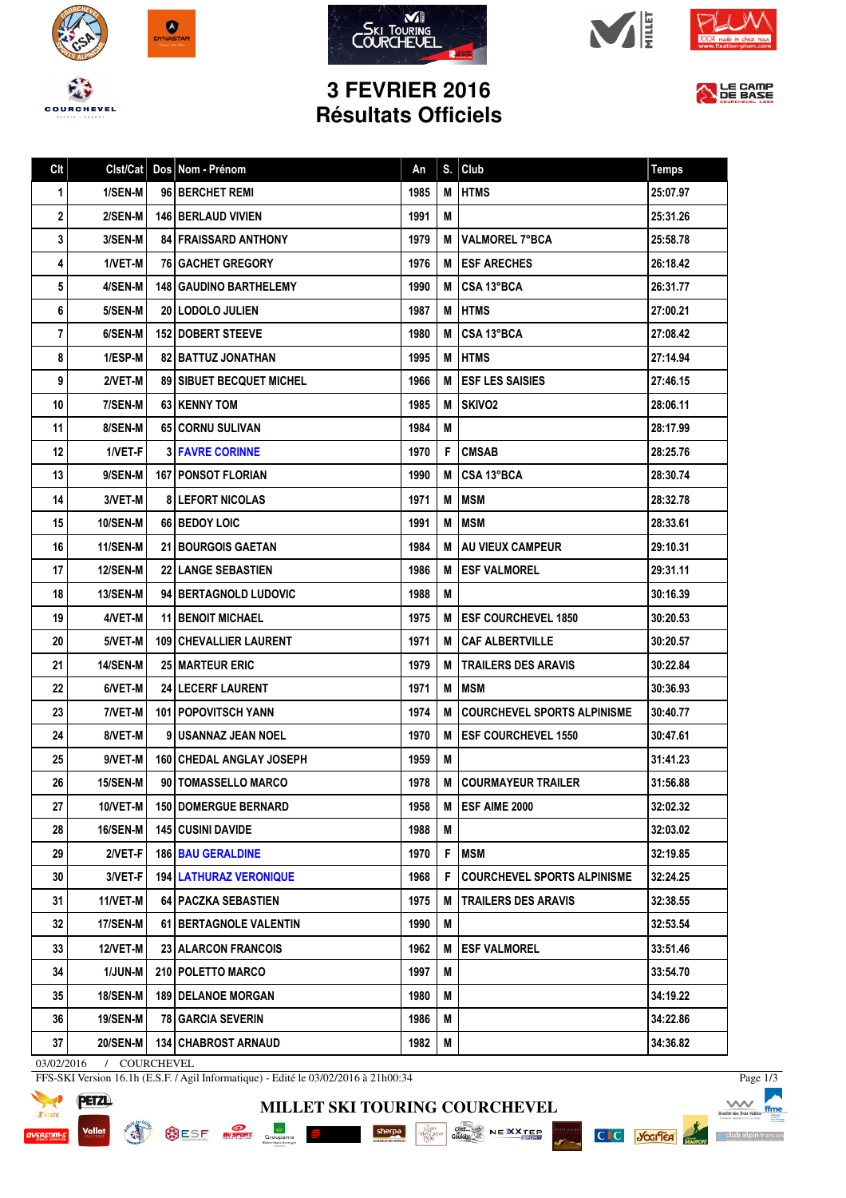# 3 FEVRIER 2016
## Résultats Officiels

| Clt | Clst/Cat | Dos | Nom - Prénom | An | S. | Club | Temps |
|---|---|---|---|---|---|---|---|
| 1 | 1/SEN-M | 96 | BERCHET REMI | 1985 | M | HTMS | 25:07.97 |
| 2 | 2/SEN-M | 146 | BERLAUD VIVIEN | 1991 | M | | 25:31.26 |
| 3 | 3/SEN-M | 84 | FRAISSARD ANTHONY | 1979 | M | VALMOREL 7°BCA | 25:58.78 |
| 4 | 1/VET-M | 76 | GACHET GREGORY | 1976 | M | ESF ARECHES | 26:18.42 |
| 5 | 4/SEN-M | 148 | GAUDINO BARTHELEMY | 1990 | M | CSA 13°BCA | 26:31.77 |
| 6 | 5/SEN-M | 20 | LODOLO JULIEN | 1987 | M | HTMS | 27:00.21 |
| 7 | 6/SEN-M | 152 | DOBERT STEEVE | 1980 | M | CSA 13°BCA | 27:08.42 |
| 8 | 1/ESP-M | 82 | BATTUZ JONATHAN | 1995 | M | HTMS | 27:14.94 |
| 9 | 2/VET-M | 89 | SIBUET BECQUET MICHEL | 1966 | M | ESF LES SAISIES | 27:46.15 |
| 10 | 7/SEN-M | 63 | KENNY TOM | 1985 | M | SKIVO2 | 28:06.11 |
| 11 | 8/SEN-M | 65 | CORNU SULIVAN | 1984 | M | | 28:17.99 |
| 12 | 1/VET-F | 3 | FAVRE CORINNE | 1970 | F | CMSAB | 28:25.76 |
| 13 | 9/SEN-M | 167 | PONSOT FLORIAN | 1990 | M | CSA 13°BCA | 28:30.74 |
| 14 | 3/VET-M | 8 | LEFORT NICOLAS | 1971 | M | MSM | 28:32.78 |
| 15 | 10/SEN-M | 66 | BEDOY LOIC | 1991 | M | MSM | 28:33.61 |
| 16 | 11/SEN-M | 21 | BOURGOIS GAETAN | 1984 | M | AU VIEUX CAMPEUR | 29:10.31 |
| 17 | 12/SEN-M | 22 | LANGE SEBASTIEN | 1986 | M | ESF VALMOREL | 29:31.11 |
| 18 | 13/SEN-M | 94 | BERTAGNOLD LUDOVIC | 1988 | M | | 30:16.39 |
| 19 | 4/VET-M | 11 | BENOIT MICHAEL | 1975 | M | ESF COURCHEVEL 1850 | 30:20.53 |
| 20 | 5/VET-M | 109 | CHEVALLIER LAURENT | 1971 | M | CAF ALBERTVILLE | 30:20.57 |
| 21 | 14/SEN-M | 25 | MARTEUR ERIC | 1979 | M | TRAILERS DES ARAVIS | 30:22.84 |
| 22 | 6/VET-M | 24 | LECERF LAURENT | 1971 | M | MSM | 30:36.93 |
| 23 | 7/VET-M | 101 | POPOVITSCH YANN | 1974 | M | COURCHEVEL SPORTS ALPINISME | 30:40.77 |
| 24 | 8/VET-M | 9 | USANNAZ JEAN NOEL | 1970 | M | ESF COURCHEVEL 1550 | 30:47.61 |
| 25 | 9/VET-M | 160 | CHEDAL ANGLAY JOSEPH | 1959 | M | | 31:41.23 |
| 26 | 15/SEN-M | 90 | TOMASSELLO MARCO | 1978 | M | COURMAYEUR TRAILER | 31:56.88 |
| 27 | 10/VET-M | 150 | DOMERGUE BERNARD | 1958 | M | ESF AIME 2000 | 32:02.32 |
| 28 | 16/SEN-M | 145 | CUSINI DAVIDE | 1988 | M | | 32:03.02 |
| 29 | 2/VET-F | 186 | BAU GERALDINE | 1970 | F | MSM | 32:19.85 |
| 30 | 3/VET-F | 194 | LATHURAZ VERONIQUE | 1968 | F | COURCHEVEL SPORTS ALPINISME | 32:24.25 |
| 31 | 11/VET-M | 64 | PACZKA SEBASTIEN | 1975 | M | TRAILERS DES ARAVIS | 32:38.55 |
| 32 | 17/SEN-M | 61 | BERTAGNOLE VALENTIN | 1990 | M | | 32:53.54 |
| 33 | 12/VET-M | 23 | ALARCON FRANCOIS | 1962 | M | ESF VALMOREL | 33:51.46 |
| 34 | 1/JUN-M | 210 | POLETTO MARCO | 1997 | M | | 33:54.70 |
| 35 | 18/SEN-M | 189 | DELANOE MORGAN | 1980 | M | | 34:19.22 |
| 36 | 19/SEN-M | 78 | GARCIA SEVERIN | 1986 | M | | 34:22.86 |
| 37 | 20/SEN-M | 134 | CHABROST ARNAUD | 1982 | M | | 34:36.82 |

03/02/2016 / COURCHEVEL

FFS-SKI Version 16.1h (E.S.F. / Agil Informatique) - Edité le 03/02/2016 à 21h00:34

MILLET SKI TOURING COURCHEVEL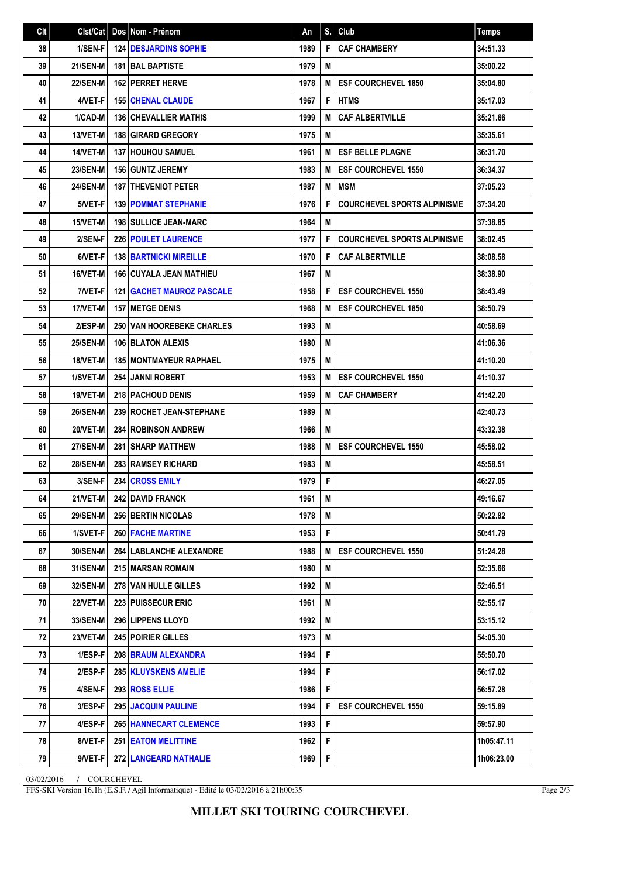| Clt | Clst/Cat | Dos | Nom - Prénom | An | S. | Club | Temps |
|---|---|---|---|---|---|---|---|
| 38 | 1/SEN-F | 124 | DESJARDINS SOPHIE | 1989 | F | CAF CHAMBERY | 34:51.33 |
| 39 | 21/SEN-M | 181 | BAL BAPTISTE | 1979 | M | | 35:00.22 |
| 40 | 22/SEN-M | 162 | PERRET HERVE | 1978 | M | ESF COURCHEVEL 1850 | 35:04.80 |
| 41 | 4/VET-F | 155 | CHENAL CLAUDE | 1967 | F | HTMS | 35:17.03 |
| 42 | 1/CAD-M | 136 | CHEVALLIER MATHIS | 1999 | M | CAF ALBERTVILLE | 35:21.66 |
| 43 | 13/VET-M | 188 | GIRARD GREGORY | 1975 | M | | 35:35.61 |
| 44 | 14/VET-M | 137 | HOUHOU SAMUEL | 1961 | M | ESF BELLE PLAGNE | 36:31.70 |
| 45 | 23/SEN-M | 156 | GUNTZ JEREMY | 1983 | M | ESF COURCHEVEL 1550 | 36:34.37 |
| 46 | 24/SEN-M | 187 | THEVENIOT PETER | 1987 | M | MSM | 37:05.23 |
| 47 | 5/VET-F | 139 | POMMAT STEPHANIE | 1976 | F | COURCHEVEL SPORTS ALPINISME | 37:34.20 |
| 48 | 15/VET-M | 198 | SULLICE JEAN-MARC | 1964 | M | | 37:38.85 |
| 49 | 2/SEN-F | 226 | POULET LAURENCE | 1977 | F | COURCHEVEL SPORTS ALPINISME | 38:02.45 |
| 50 | 6/VET-F | 138 | BARTNICKI MIREILLE | 1970 | F | CAF ALBERTVILLE | 38:08.58 |
| 51 | 16/VET-M | 166 | CUYALA JEAN MATHIEU | 1967 | M | | 38:38.90 |
| 52 | 7/VET-F | 121 | GACHET MAUROZ PASCALE | 1958 | F | ESF COURCHEVEL 1550 | 38:43.49 |
| 53 | 17/VET-M | 157 | METGE DENIS | 1968 | M | ESF COURCHEVEL 1850 | 38:50.79 |
| 54 | 2/ESP-M | 250 | VAN HOOREBEKE CHARLES | 1993 | M | | 40:58.69 |
| 55 | 25/SEN-M | 106 | BLATON ALEXIS | 1980 | M | | 41:06.36 |
| 56 | 18/VET-M | 185 | MONTMAYEUR RAPHAEL | 1975 | M | | 41:10.20 |
| 57 | 1/SVET-M | 254 | JANNI ROBERT | 1953 | M | ESF COURCHEVEL 1550 | 41:10.37 |
| 58 | 19/VET-M | 218 | PACHOUD DENIS | 1959 | M | CAF CHAMBERY | 41:42.20 |
| 59 | 26/SEN-M | 239 | ROCHET JEAN-STEPHANE | 1989 | M | | 42:40.73 |
| 60 | 20/VET-M | 284 | ROBINSON ANDREW | 1966 | M | | 43:32.38 |
| 61 | 27/SEN-M | 281 | SHARP MATTHEW | 1988 | M | ESF COURCHEVEL 1550 | 45:58.02 |
| 62 | 28/SEN-M | 283 | RAMSEY RICHARD | 1983 | M | | 45:58.51 |
| 63 | 3/SEN-F | 234 | CROSS EMILY | 1979 | F | | 46:27.05 |
| 64 | 21/VET-M | 242 | DAVID FRANCK | 1961 | M | | 49:16.67 |
| 65 | 29/SEN-M | 256 | BERTIN NICOLAS | 1978 | M | | 50:22.82 |
| 66 | 1/SVET-F | 260 | FACHE MARTINE | 1953 | F | | 50:41.79 |
| 67 | 30/SEN-M | 264 | LABLANCHE ALEXANDRE | 1988 | M | ESF COURCHEVEL 1550 | 51:24.28 |
| 68 | 31/SEN-M | 215 | MARSAN ROMAIN | 1980 | M | | 52:35.66 |
| 69 | 32/SEN-M | 278 | VAN HULLE GILLES | 1992 | M | | 52:46.51 |
| 70 | 22/VET-M | 223 | PUISSECUR ERIC | 1961 | M | | 52:55.17 |
| 71 | 33/SEN-M | 296 | LIPPENS LLOYD | 1992 | M | | 53:15.12 |
| 72 | 23/VET-M | 245 | POIRIER GILLES | 1973 | M | | 54:05.30 |
| 73 | 1/ESP-F | 208 | BRAUM ALEXANDRA | 1994 | F | | 55:50.70 |
| 74 | 2/ESP-F | 285 | KLUYSKENS AMELIE | 1994 | F | | 56:17.02 |
| 75 | 4/SEN-F | 293 | ROSS ELLIE | 1986 | F | | 56:57.28 |
| 76 | 3/ESP-F | 295 | JACQUIN PAULINE | 1994 | F | ESF COURCHEVEL 1550 | 59:15.89 |
| 77 | 4/ESP-F | 265 | HANNECART CLEMENCE | 1993 | F | | 59:57.90 |
| 78 | 8/VET-F | 251 | EATON MELITTINE | 1962 | F | | 1h05:47.11 |
| 79 | 9/VET-F | 272 | LANGEARD NATHALIE | 1969 | F | | 1h06:23.00 |

03/02/2016 / COURCHEVEL

FFS-SKI Version 16.1h (E.S.F. / Agil Informatique) - Edité le 03/02/2016 à 21h00:35

**MILLET SKI TOURING COURCHEVEL**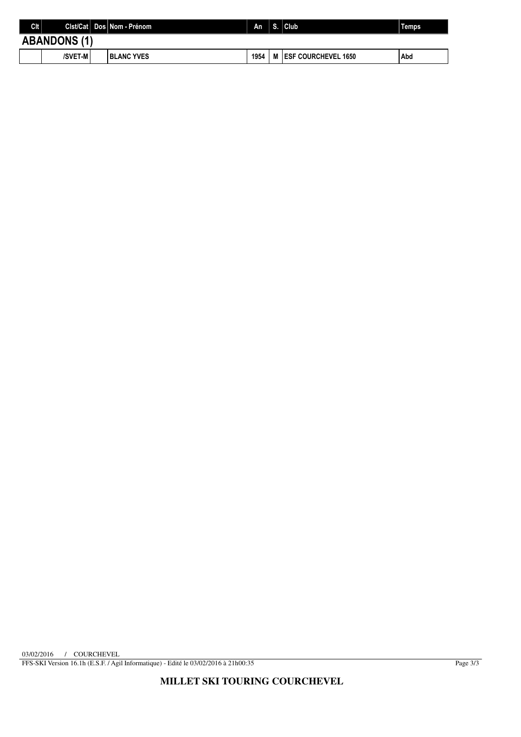| Clt | Clst/Cat | Dos | Nom - Prénom | An | S. | Club | Temps |
|---|---|---|---|---|---|---|---|
| **ABANDONS (1)** | | | | | | | |
| | /SVET-M | | BLANC YVES | 1954 | M | ESF COURCHEVEL 1650 | Abd |

03/02/2016 / COURCHEVEL

FFS-SKI Version 16.1h (E.S.F. / Agil Informatique) - Edité le 03/02/2016 à 21h00:35

**MILLET SKI TOURING COURCHEVEL**